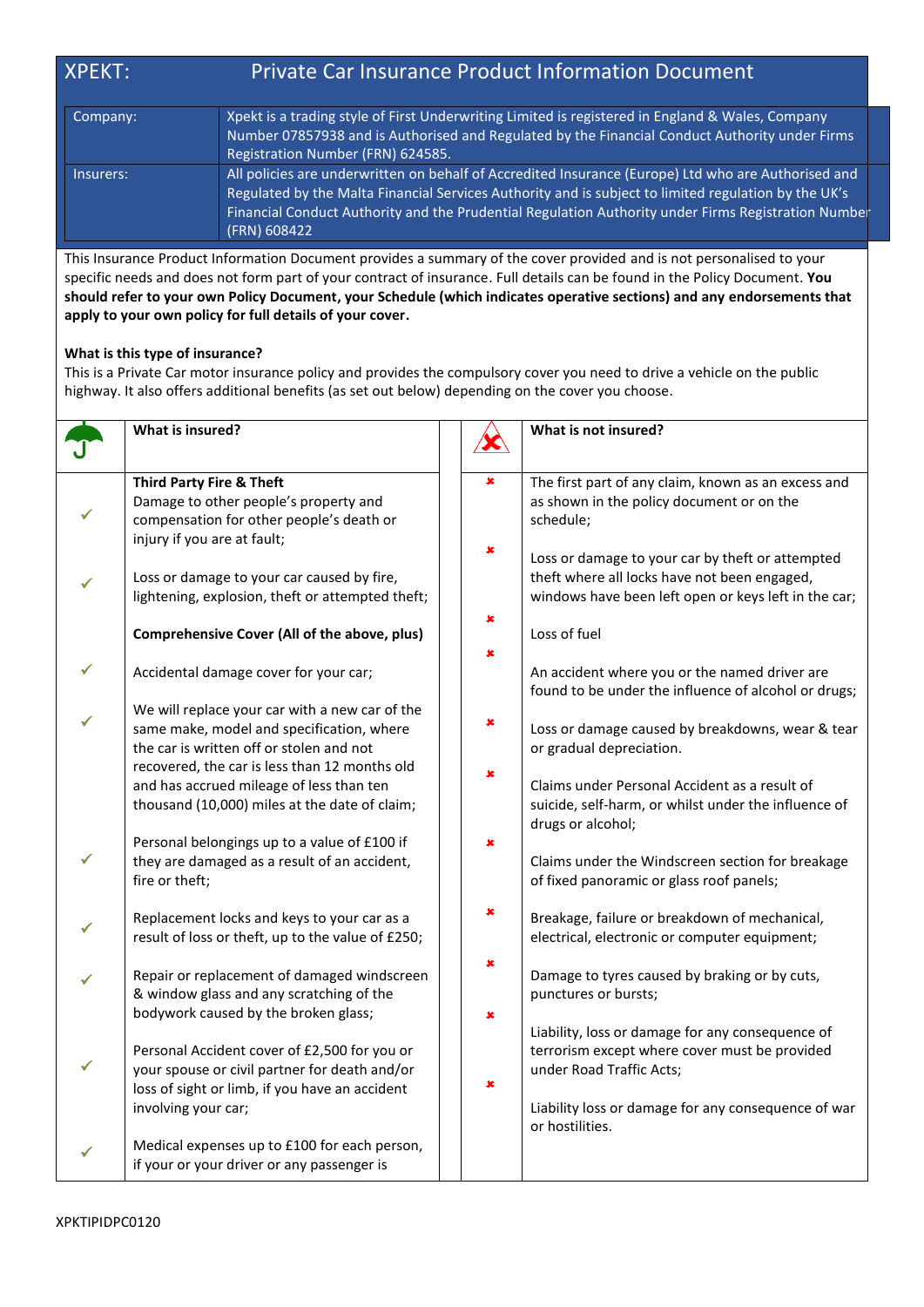# XPEKT: Private Car Insurance Product Information Document

| | |
|---|---|
| Company: | Xpekt is a trading style of First Underwriting Limited is registered in England & Wales, Company Number 07857938 and is Authorised and Regulated by the Financial Conduct Authority under Firms Registration Number (FRN) 624585. |
| Insurers: | All policies are underwritten on behalf of Accredited Insurance (Europe) Ltd who are Authorised and Regulated by the Malta Financial Services Authority and is subject to limited regulation by the UK's Financial Conduct Authority and the Prudential Regulation Authority under Firms Registration Number (FRN) 608422 |

This Insurance Product Information Document provides a summary of the cover provided and is not personalised to your specific needs and does not form part of your contract of insurance. Full details can be found in the Policy Document. **You should refer to your own Policy Document, your Schedule (which indicates operative sections) and any endorsements that apply to your own policy for full details of your cover.**

**What is this type of insurance?**

This is a Private Car motor insurance policy and provides the compulsory cover you need to drive a vehicle on the public highway. It also offers additional benefits (as set out below) depending on the cover you choose.

## What is insured?

**Third Party Fire & Theft**

- ✓ Damage to other people's property and compensation for other people's death or injury if you are at fault;
- ✓ Loss or damage to your car caused by fire, lightening, explosion, theft or attempted theft;

**Comprehensive Cover (All of the above, plus)**

- ✓ Accidental damage cover for your car;
- ✓ We will replace your car with a new car of the same make, model and specification, where the car is written off or stolen and not recovered, the car is less than 12 months old and has accrued mileage of less than ten thousand (10,000) miles at the date of claim;
- ✓ Personal belongings up to a value of £100 if they are damaged as a result of an accident, fire or theft;
- ✓ Replacement locks and keys to your car as a result of loss or theft, up to the value of £250;
- ✓ Repair or replacement of damaged windscreen & window glass and any scratching of the bodywork caused by the broken glass;
- ✓ Personal Accident cover of £2,500 for you or your spouse or civil partner for death and/or loss of sight or limb, if you have an accident involving your car;
- ✓ Medical expenses up to £100 for each person, if your or your driver or any passenger is

## What is not insured?

- ✗ The first part of any claim, known as an excess and as shown in the policy document or on the schedule;
- ✗ Loss or damage to your car by theft or attempted theft where all locks have not been engaged, windows have been left open or keys left in the car;
- ✗ Loss of fuel
- ✗ An accident where you or the named driver are found to be under the influence of alcohol or drugs;
- ✗ Loss or damage caused by breakdowns, wear & tear or gradual depreciation.
- ✗ Claims under Personal Accident as a result of suicide, self-harm, or whilst under the influence of drugs or alcohol;
- ✗ Claims under the Windscreen section for breakage of fixed panoramic or glass roof panels;
- ✗ Breakage, failure or breakdown of mechanical, electrical, electronic or computer equipment;
- ✗ Damage to tyres caused by braking or by cuts, punctures or bursts;
- ✗ Liability, loss or damage for any consequence of terrorism except where cover must be provided under Road Traffic Acts;
- ✗ Liability loss or damage for any consequence of war or hostilities.

XPKTIPIDPC0120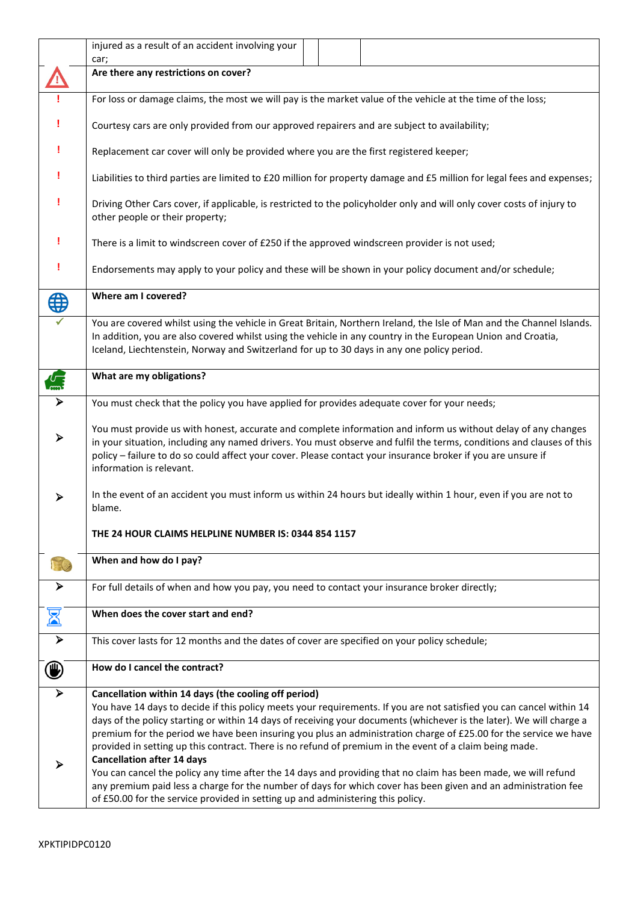injured as a result of an accident involving your car;

### Are there any restrictions on cover?

- ! For loss or damage claims, the most we will pay is the market value of the vehicle at the time of the loss;
- ! Courtesy cars are only provided from our approved repairers and are subject to availability;
- ! Replacement car cover will only be provided where you are the first registered keeper;
- ! Liabilities to third parties are limited to £20 million for property damage and £5 million for legal fees and expenses;
- ! Driving Other Cars cover, if applicable, is restricted to the policyholder only and will only cover costs of injury to other people or their property;
- ! There is a limit to windscreen cover of £250 if the approved windscreen provider is not used;
- ! Endorsements may apply to your policy and these will be shown in your policy document and/or schedule;

### Where am I covered?

✓ You are covered whilst using the vehicle in Great Britain, Northern Ireland, the Isle of Man and the Channel Islands. In addition, you are also covered whilst using the vehicle in any country in the European Union and Croatia, Iceland, Liechtenstein, Norway and Switzerland for up to 30 days in any one policy period.

### What are my obligations?

- ➢ You must check that the policy you have applied for provides adequate cover for your needs;
- ➢ You must provide us with honest, accurate and complete information and inform us without delay of any changes in your situation, including any named drivers. You must observe and fulfil the terms, conditions and clauses of this policy – failure to do so could affect your cover. Please contact your insurance broker if you are unsure if information is relevant.
- ➢ In the event of an accident you must inform us within 24 hours but ideally within 1 hour, even if you are not to blame.

**THE 24 HOUR CLAIMS HELPLINE NUMBER IS: 0344 854 1157**

### When and how do I pay?

- ➢ For full details of when and how you pay, you need to contact your insurance broker directly;

### When does the cover start and end?

- ➢ This cover lasts for 12 months and the dates of cover are specified on your policy schedule;

### How do I cancel the contract?

- ➢ **Cancellation within 14 days (the cooling off period)**
  You have 14 days to decide if this policy meets your requirements. If you are not satisfied you can cancel within 14 days of the policy starting or within 14 days of receiving your documents (whichever is the later). We will charge a premium for the period we have been insuring you plus an administration charge of £25.00 for the service we have provided in setting up this contract. There is no refund of premium in the event of a claim being made.
- ➢ **Cancellation after 14 days**
  You can cancel the policy any time after the 14 days and providing that no claim has been made, we will refund any premium paid less a charge for the number of days for which cover has been given and an administration fee of £50.00 for the service provided in setting up and administering this policy.

XPKTIPIDPC0120